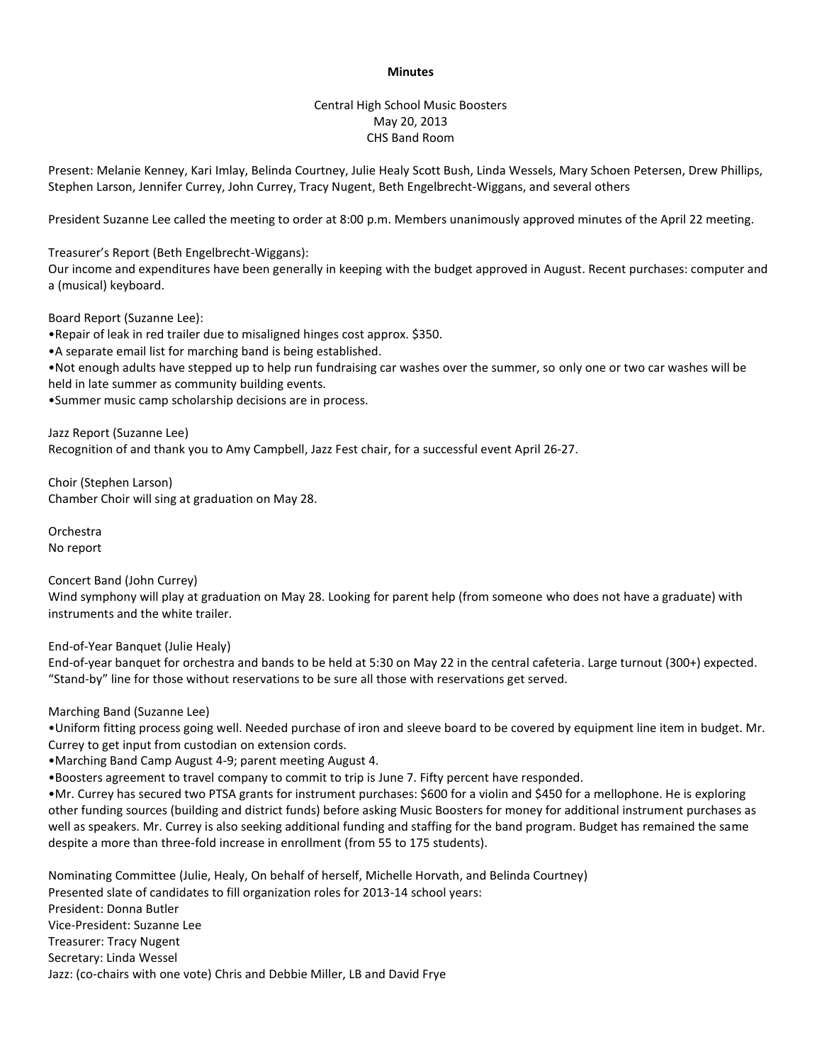# Minutes

Central High School Music Boosters
May 20, 2013
CHS Band Room

Present: Melanie Kenney, Kari Imlay, Belinda Courtney, Julie Healy Scott Bush, Linda Wessels, Mary Schoen Petersen, Drew Phillips, Stephen Larson, Jennifer Currey, John Currey, Tracy Nugent, Beth Engelbrecht-Wiggans, and several others

President Suzanne Lee called the meeting to order at 8:00 p.m. Members unanimously approved minutes of the April 22 meeting.

Treasurer's Report (Beth Engelbrecht-Wiggans):
Our income and expenditures have been generally in keeping with the budget approved in August. Recent purchases: computer and a (musical) keyboard.

Board Report (Suzanne Lee):
•Repair of leak in red trailer due to misaligned hinges cost approx. $350.
•A separate email list for marching band is being established.
•Not enough adults have stepped up to help run fundraising car washes over the summer, so only one or two car washes will be held in late summer as community building events.
•Summer music camp scholarship decisions are in process.

Jazz Report (Suzanne Lee)
Recognition of and thank you to Amy Campbell, Jazz Fest chair, for a successful event April 26-27.

Choir (Stephen Larson)
Chamber Choir will sing at graduation on May 28.

Orchestra
No report

Concert Band (John Currey)
Wind symphony will play at graduation on May 28. Looking for parent help (from someone who does not have a graduate) with instruments and the white trailer.

End-of-Year Banquet (Julie Healy)
End-of-year banquet for orchestra and bands to be held at 5:30 on May 22 in the central cafeteria. Large turnout (300+) expected. "Stand-by" line for those without reservations to be sure all those with reservations get served.

Marching Band (Suzanne Lee)
•Uniform fitting process going well. Needed purchase of iron and sleeve board to be covered by equipment line item in budget. Mr. Currey to get input from custodian on extension cords.
•Marching Band Camp August 4-9; parent meeting August 4.
•Boosters agreement to travel company to commit to trip is June 7. Fifty percent have responded.
•Mr. Currey has secured two PTSA grants for instrument purchases: $600 for a violin and $450 for a mellophone. He is exploring other funding sources (building and district funds) before asking Music Boosters for money for additional instrument purchases as well as speakers. Mr. Currey is also seeking additional funding and staffing for the band program. Budget has remained the same despite a more than three-fold increase in enrollment (from 55 to 175 students).

Nominating Committee (Julie, Healy, On behalf of herself, Michelle Horvath, and Belinda Courtney)
Presented slate of candidates to fill organization roles for 2013-14 school years:
President: Donna Butler
Vice-President: Suzanne Lee
Treasurer: Tracy Nugent
Secretary: Linda Wessel
Jazz: (co-chairs with one vote) Chris and Debbie Miller, LB and David Frye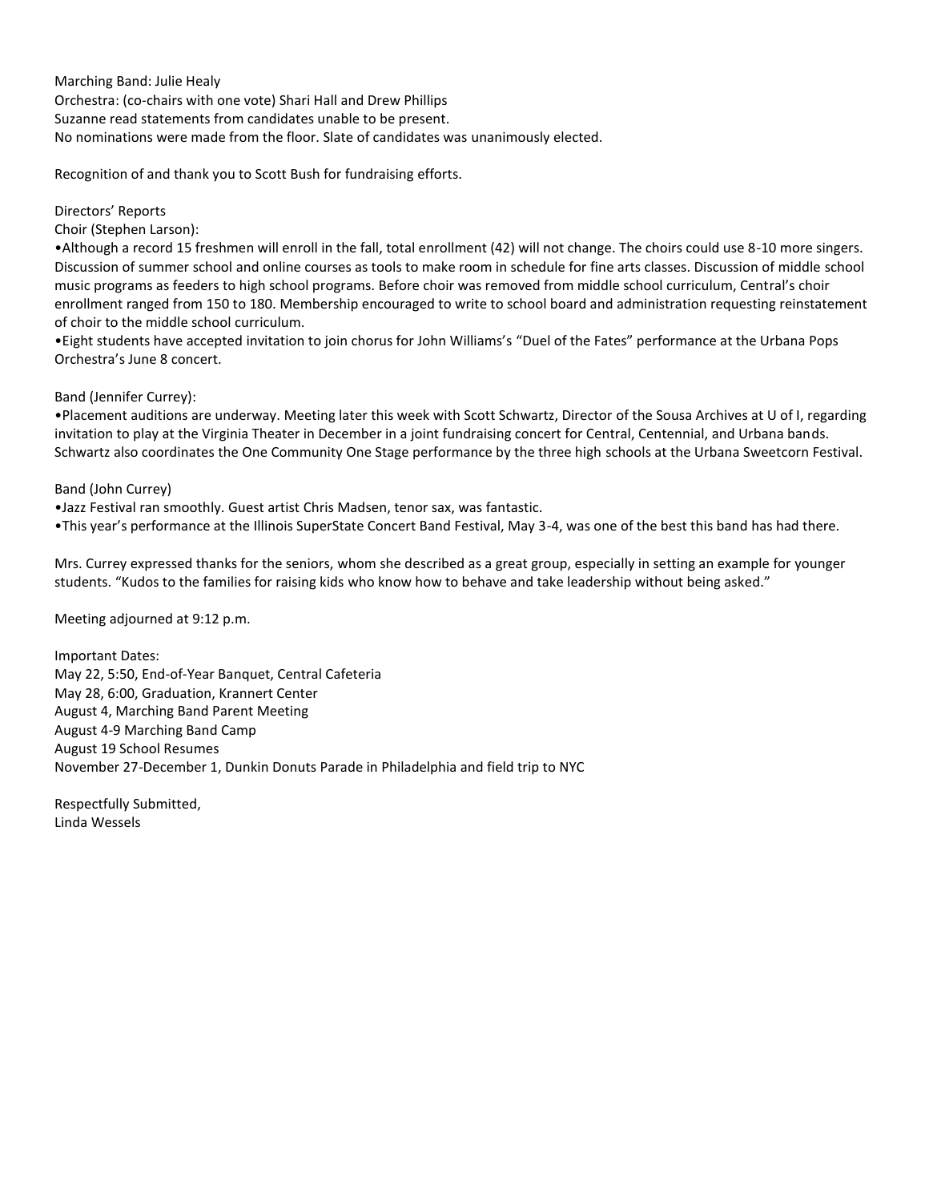Marching Band: Julie Healy
Orchestra: (co-chairs with one vote) Shari Hall and Drew Phillips
Suzanne read statements from candidates unable to be present.
No nominations were made from the floor. Slate of candidates was unanimously elected.

Recognition of and thank you to Scott Bush for fundraising efforts.

Directors' Reports

Choir (Stephen Larson):

- Although a record 15 freshmen will enroll in the fall, total enrollment (42) will not change. The choirs could use 8-10 more singers. Discussion of summer school and online courses as tools to make room in schedule for fine arts classes. Discussion of middle school music programs as feeders to high school programs. Before choir was removed from middle school curriculum, Central's choir enrollment ranged from 150 to 180. Membership encouraged to write to school board and administration requesting reinstatement of choir to the middle school curriculum.
- Eight students have accepted invitation to join chorus for John Williams's "Duel of the Fates" performance at the Urbana Pops Orchestra's June 8 concert.

Band (Jennifer Currey):

- Placement auditions are underway. Meeting later this week with Scott Schwartz, Director of the Sousa Archives at U of I, regarding invitation to play at the Virginia Theater in December in a joint fundraising concert for Central, Centennial, and Urbana bands. Schwartz also coordinates the One Community One Stage performance by the three high schools at the Urbana Sweetcorn Festival.

Band (John Currey)

- Jazz Festival ran smoothly. Guest artist Chris Madsen, tenor sax, was fantastic.
- This year's performance at the Illinois SuperState Concert Band Festival, May 3-4, was one of the best this band has had there.

Mrs. Currey expressed thanks for the seniors, whom she described as a great group, especially in setting an example for younger students. "Kudos to the families for raising kids who know how to behave and take leadership without being asked."

Meeting adjourned at 9:12 p.m.

Important Dates:
May 22, 5:50, End-of-Year Banquet, Central Cafeteria
May 28, 6:00, Graduation, Krannert Center
August 4, Marching Band Parent Meeting
August 4-9 Marching Band Camp
August 19 School Resumes
November 27-December 1, Dunkin Donuts Parade in Philadelphia and field trip to NYC

Respectfully Submitted,
Linda Wessels